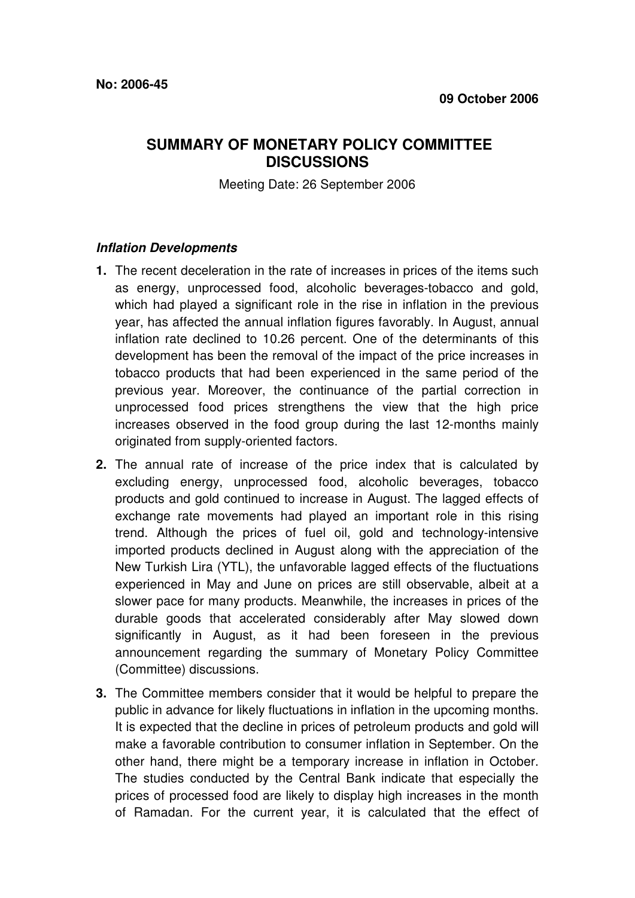**No: 2006-45**

**09 October 2006**

# SUMMARY OF MONETARY POLICY COMMITTEE DISCUSSIONS

Meeting Date: 26 September 2006

### *Inflation Developments*

**1.** The recent deceleration in the rate of increases in prices of the items such as energy, unprocessed food, alcoholic beverages-tobacco and gold, which had played a significant role in the rise in inflation in the previous year, has affected the annual inflation figures favorably. In August, annual inflation rate declined to 10.26 percent. One of the determinants of this development has been the removal of the impact of the price increases in tobacco products that had been experienced in the same period of the previous year. Moreover, the continuance of the partial correction in unprocessed food prices strengthens the view that the high price increases observed in the food group during the last 12-months mainly originated from supply-oriented factors.

**2.** The annual rate of increase of the price index that is calculated by excluding energy, unprocessed food, alcoholic beverages, tobacco products and gold continued to increase in August. The lagged effects of exchange rate movements had played an important role in this rising trend. Although the prices of fuel oil, gold and technology-intensive imported products declined in August along with the appreciation of the New Turkish Lira (YTL), the unfavorable lagged effects of the fluctuations experienced in May and June on prices are still observable, albeit at a slower pace for many products. Meanwhile, the increases in prices of the durable goods that accelerated considerably after May slowed down significantly in August, as it had been foreseen in the previous announcement regarding the summary of Monetary Policy Committee (Committee) discussions.

**3.** The Committee members consider that it would be helpful to prepare the public in advance for likely fluctuations in inflation in the upcoming months. It is expected that the decline in prices of petroleum products and gold will make a favorable contribution to consumer inflation in September. On the other hand, there might be a temporary increase in inflation in October. The studies conducted by the Central Bank indicate that especially the prices of processed food are likely to display high increases in the month of Ramadan. For the current year, it is calculated that the effect of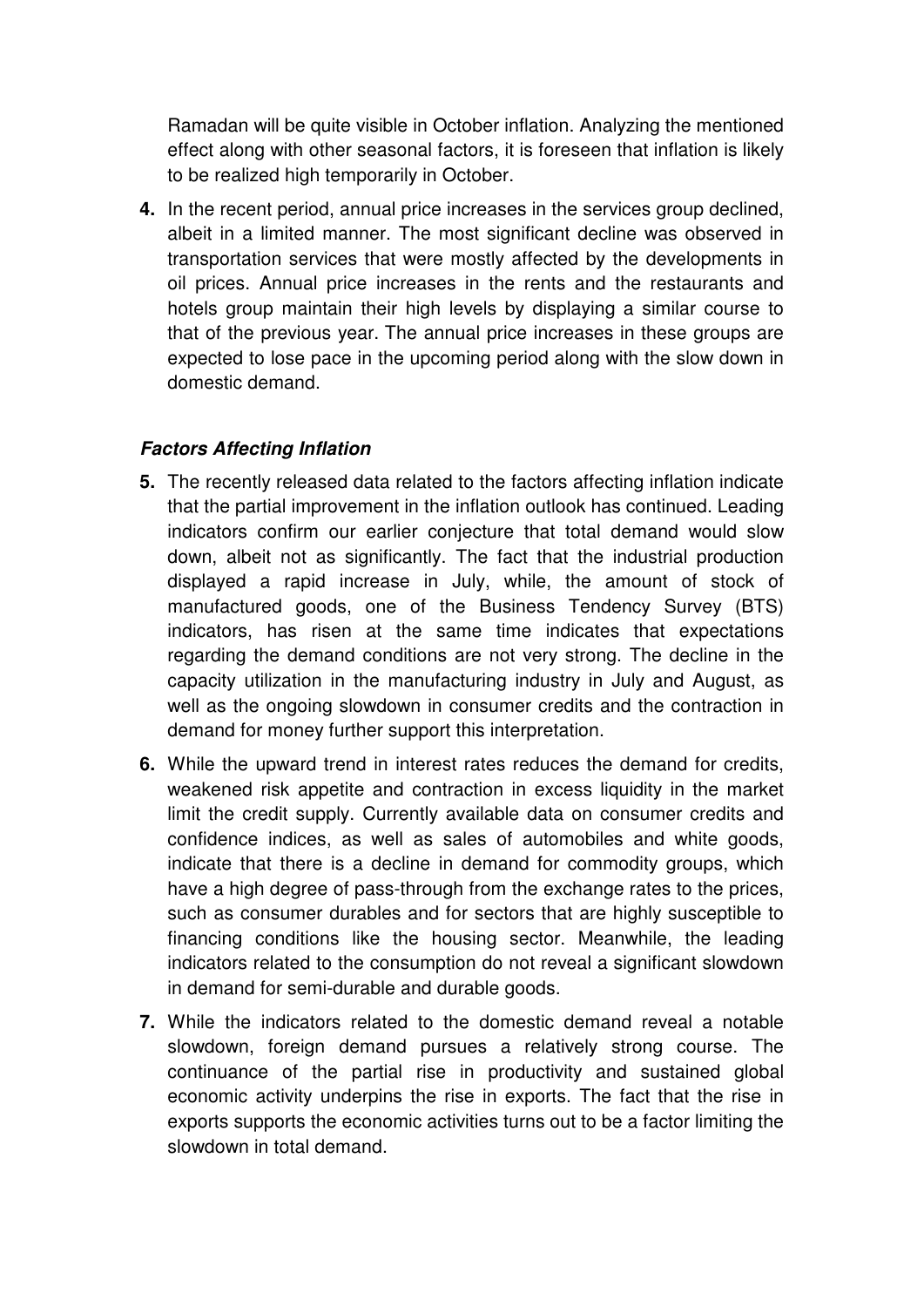Ramadan will be quite visible in October inflation. Analyzing the mentioned effect along with other seasonal factors, it is foreseen that inflation is likely to be realized high temporarily in October.

**4.** In the recent period, annual price increases in the services group declined, albeit in a limited manner. The most significant decline was observed in transportation services that were mostly affected by the developments in oil prices. Annual price increases in the rents and the restaurants and hotels group maintain their high levels by displaying a similar course to that of the previous year. The annual price increases in these groups are expected to lose pace in the upcoming period along with the slow down in domestic demand.

***Factors Affecting Inflation***

**5.** The recently released data related to the factors affecting inflation indicate that the partial improvement in the inflation outlook has continued. Leading indicators confirm our earlier conjecture that total demand would slow down, albeit not as significantly. The fact that the industrial production displayed a rapid increase in July, while, the amount of stock of manufactured goods, one of the Business Tendency Survey (BTS) indicators, has risen at the same time indicates that expectations regarding the demand conditions are not very strong. The decline in the capacity utilization in the manufacturing industry in July and August, as well as the ongoing slowdown in consumer credits and the contraction in demand for money further support this interpretation.

**6.** While the upward trend in interest rates reduces the demand for credits, weakened risk appetite and contraction in excess liquidity in the market limit the credit supply. Currently available data on consumer credits and confidence indices, as well as sales of automobiles and white goods, indicate that there is a decline in demand for commodity groups, which have a high degree of pass-through from the exchange rates to the prices, such as consumer durables and for sectors that are highly susceptible to financing conditions like the housing sector. Meanwhile, the leading indicators related to the consumption do not reveal a significant slowdown in demand for semi-durable and durable goods.

**7.** While the indicators related to the domestic demand reveal a notable slowdown, foreign demand pursues a relatively strong course. The continuance of the partial rise in productivity and sustained global economic activity underpins the rise in exports. The fact that the rise in exports supports the economic activities turns out to be a factor limiting the slowdown in total demand.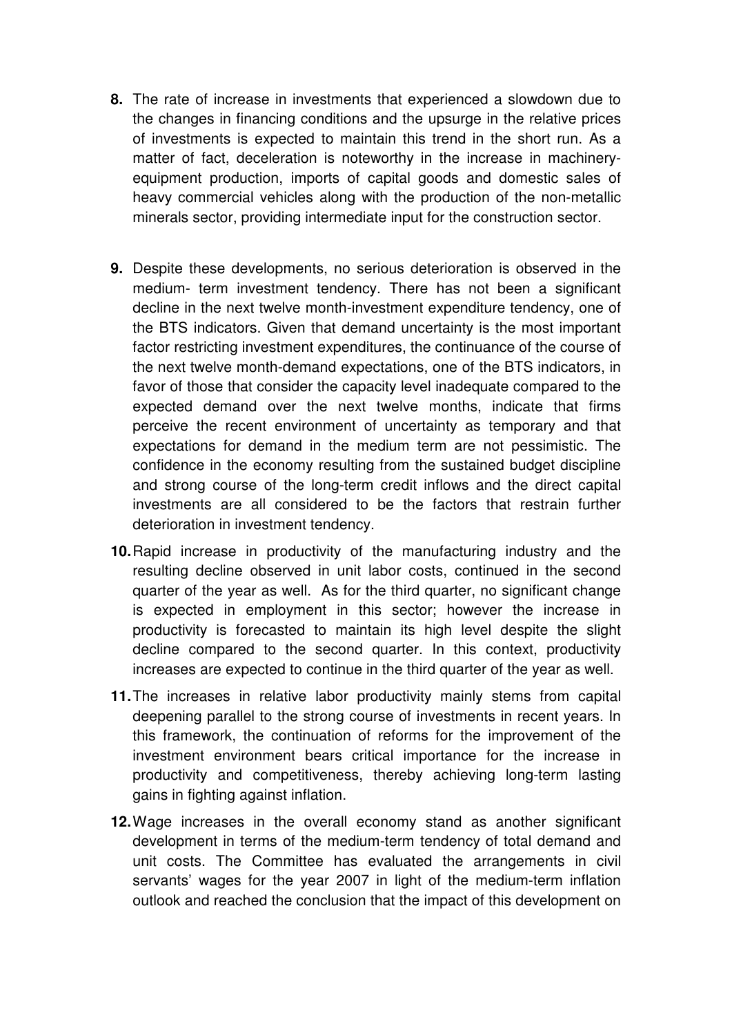8. The rate of increase in investments that experienced a slowdown due to the changes in financing conditions and the upsurge in the relative prices of investments is expected to maintain this trend in the short run. As a matter of fact, deceleration is noteworthy in the increase in machinery-equipment production, imports of capital goods and domestic sales of heavy commercial vehicles along with the production of the non-metallic minerals sector, providing intermediate input for the construction sector.

9. Despite these developments, no serious deterioration is observed in the medium- term investment tendency. There has not been a significant decline in the next twelve month-investment expenditure tendency, one of the BTS indicators. Given that demand uncertainty is the most important factor restricting investment expenditures, the continuance of the course of the next twelve month-demand expectations, one of the BTS indicators, in favor of those that consider the capacity level inadequate compared to the expected demand over the next twelve months, indicate that firms perceive the recent environment of uncertainty as temporary and that expectations for demand in the medium term are not pessimistic. The confidence in the economy resulting from the sustained budget discipline and strong course of the long-term credit inflows and the direct capital investments are all considered to be the factors that restrain further deterioration in investment tendency.

10. Rapid increase in productivity of the manufacturing industry and the resulting decline observed in unit labor costs, continued in the second quarter of the year as well. As for the third quarter, no significant change is expected in employment in this sector; however the increase in productivity is forecasted to maintain its high level despite the slight decline compared to the second quarter. In this context, productivity increases are expected to continue in the third quarter of the year as well.

11. The increases in relative labor productivity mainly stems from capital deepening parallel to the strong course of investments in recent years. In this framework, the continuation of reforms for the improvement of the investment environment bears critical importance for the increase in productivity and competitiveness, thereby achieving long-term lasting gains in fighting against inflation.

12. Wage increases in the overall economy stand as another significant development in terms of the medium-term tendency of total demand and unit costs. The Committee has evaluated the arrangements in civil servants' wages for the year 2007 in light of the medium-term inflation outlook and reached the conclusion that the impact of this development on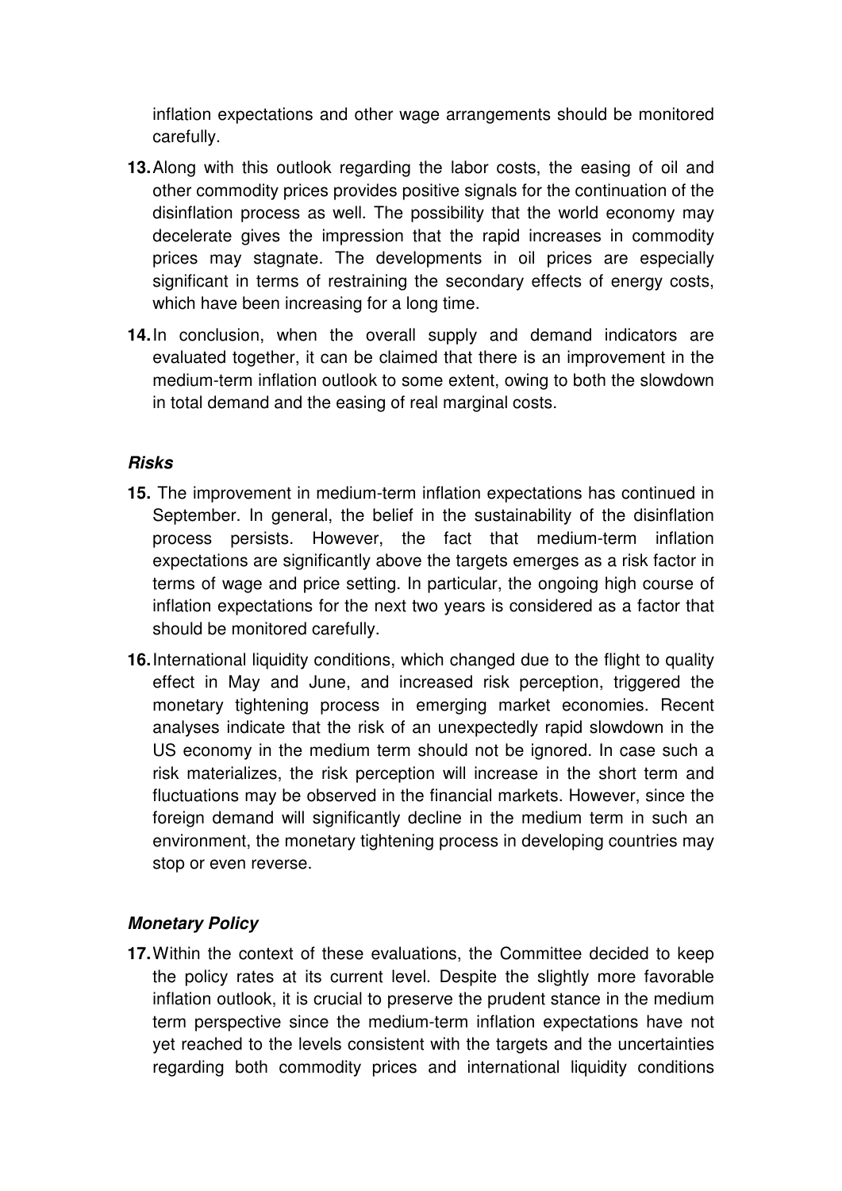inflation expectations and other wage arrangements should be monitored carefully.

**13.** Along with this outlook regarding the labor costs, the easing of oil and other commodity prices provides positive signals for the continuation of the disinflation process as well. The possibility that the world economy may decelerate gives the impression that the rapid increases in commodity prices may stagnate. The developments in oil prices are especially significant in terms of restraining the secondary effects of energy costs, which have been increasing for a long time.

**14.** In conclusion, when the overall supply and demand indicators are evaluated together, it can be claimed that there is an improvement in the medium-term inflation outlook to some extent, owing to both the slowdown in total demand and the easing of real marginal costs.

### *Risks*

**15.** The improvement in medium-term inflation expectations has continued in September. In general, the belief in the sustainability of the disinflation process persists. However, the fact that medium-term inflation expectations are significantly above the targets emerges as a risk factor in terms of wage and price setting. In particular, the ongoing high course of inflation expectations for the next two years is considered as a factor that should be monitored carefully.

**16.** International liquidity conditions, which changed due to the flight to quality effect in May and June, and increased risk perception, triggered the monetary tightening process in emerging market economies. Recent analyses indicate that the risk of an unexpectedly rapid slowdown in the US economy in the medium term should not be ignored. In case such a risk materializes, the risk perception will increase in the short term and fluctuations may be observed in the financial markets. However, since the foreign demand will significantly decline in the medium term in such an environment, the monetary tightening process in developing countries may stop or even reverse.

### *Monetary Policy*

**17.** Within the context of these evaluations, the Committee decided to keep the policy rates at its current level. Despite the slightly more favorable inflation outlook, it is crucial to preserve the prudent stance in the medium term perspective since the medium-term inflation expectations have not yet reached to the levels consistent with the targets and the uncertainties regarding both commodity prices and international liquidity conditions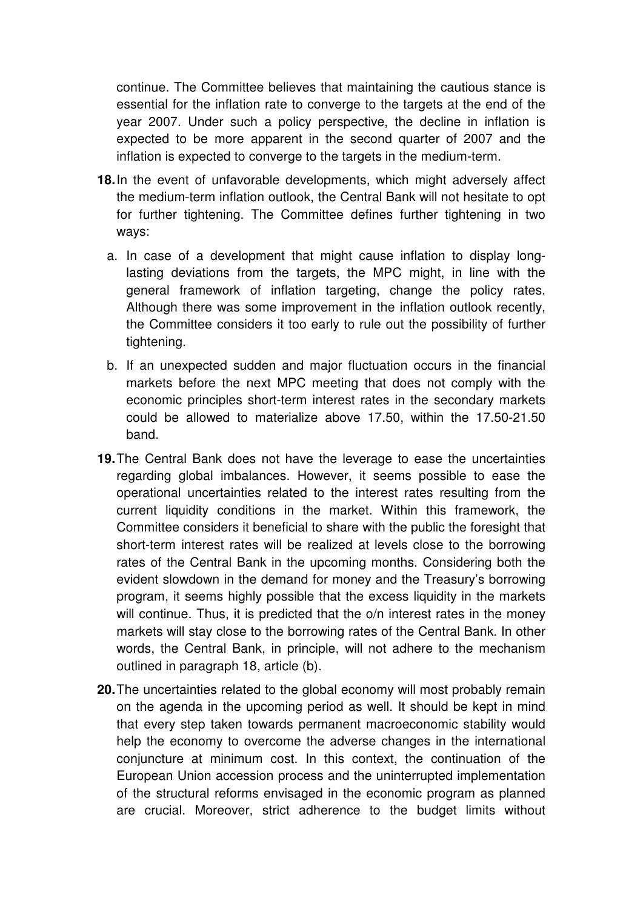continue. The Committee believes that maintaining the cautious stance is essential for the inflation rate to converge to the targets at the end of the year 2007. Under such a policy perspective, the decline in inflation is expected to be more apparent in the second quarter of 2007 and the inflation is expected to converge to the targets in the medium-term.

**18.** In the event of unfavorable developments, which might adversely affect the medium-term inflation outlook, the Central Bank will not hesitate to opt for further tightening. The Committee defines further tightening in two ways:

   a. In case of a development that might cause inflation to display long-lasting deviations from the targets, the MPC might, in line with the general framework of inflation targeting, change the policy rates. Although there was some improvement in the inflation outlook recently, the Committee considers it too early to rule out the possibility of further tightening.

   b. If an unexpected sudden and major fluctuation occurs in the financial markets before the next MPC meeting that does not comply with the economic principles short-term interest rates in the secondary markets could be allowed to materialize above 17.50, within the 17.50-21.50 band.

**19.** The Central Bank does not have the leverage to ease the uncertainties regarding global imbalances. However, it seems possible to ease the operational uncertainties related to the interest rates resulting from the current liquidity conditions in the market. Within this framework, the Committee considers it beneficial to share with the public the foresight that short-term interest rates will be realized at levels close to the borrowing rates of the Central Bank in the upcoming months. Considering both the evident slowdown in the demand for money and the Treasury's borrowing program, it seems highly possible that the excess liquidity in the markets will continue. Thus, it is predicted that the o/n interest rates in the money markets will stay close to the borrowing rates of the Central Bank. In other words, the Central Bank, in principle, will not adhere to the mechanism outlined in paragraph 18, article (b).

**20.** The uncertainties related to the global economy will most probably remain on the agenda in the upcoming period as well. It should be kept in mind that every step taken towards permanent macroeconomic stability would help the economy to overcome the adverse changes in the international conjuncture at minimum cost. In this context, the continuation of the European Union accession process and the uninterrupted implementation of the structural reforms envisaged in the economic program as planned are crucial. Moreover, strict adherence to the budget limits without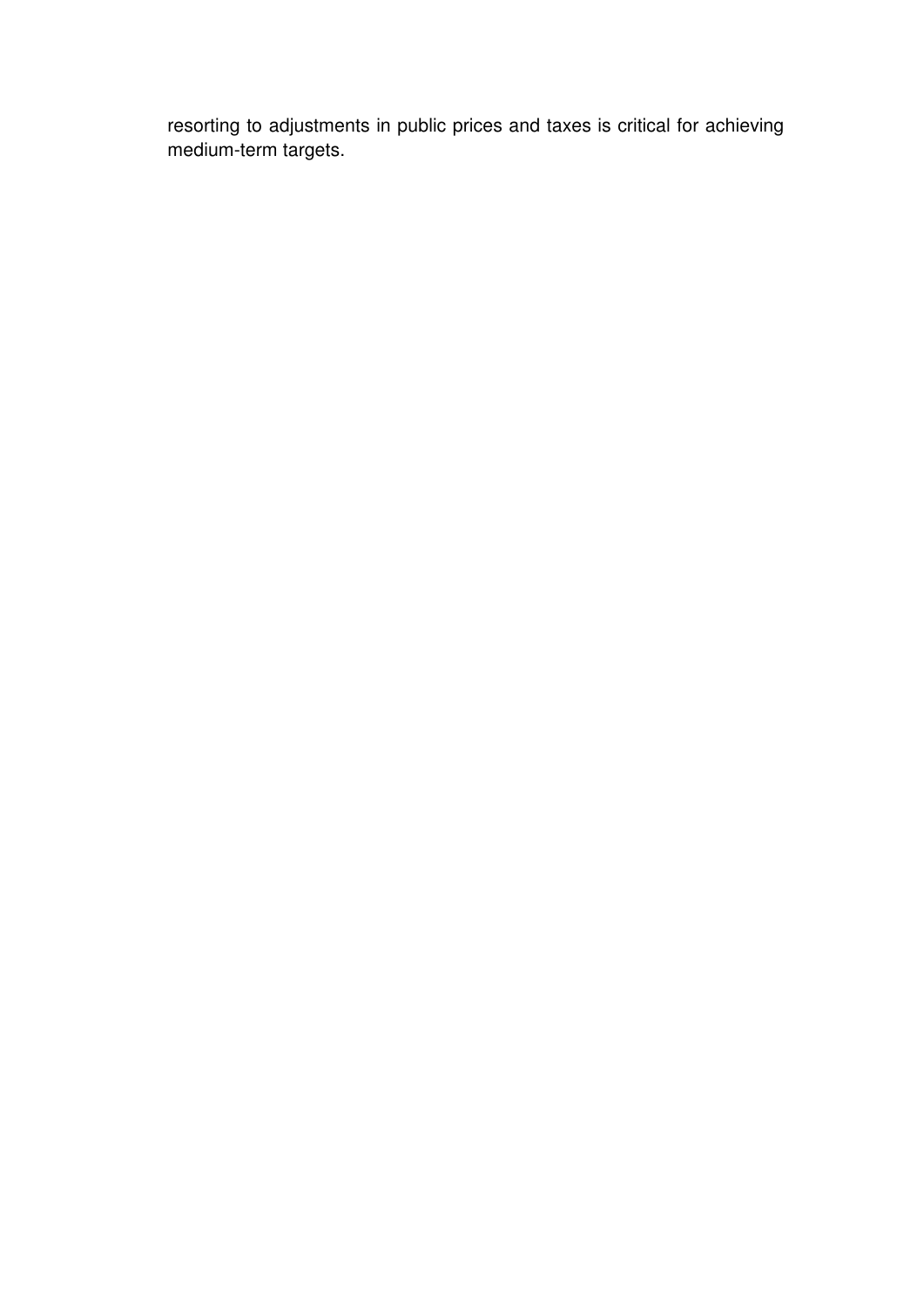resorting to adjustments in public prices and taxes is critical for achieving medium-term targets.